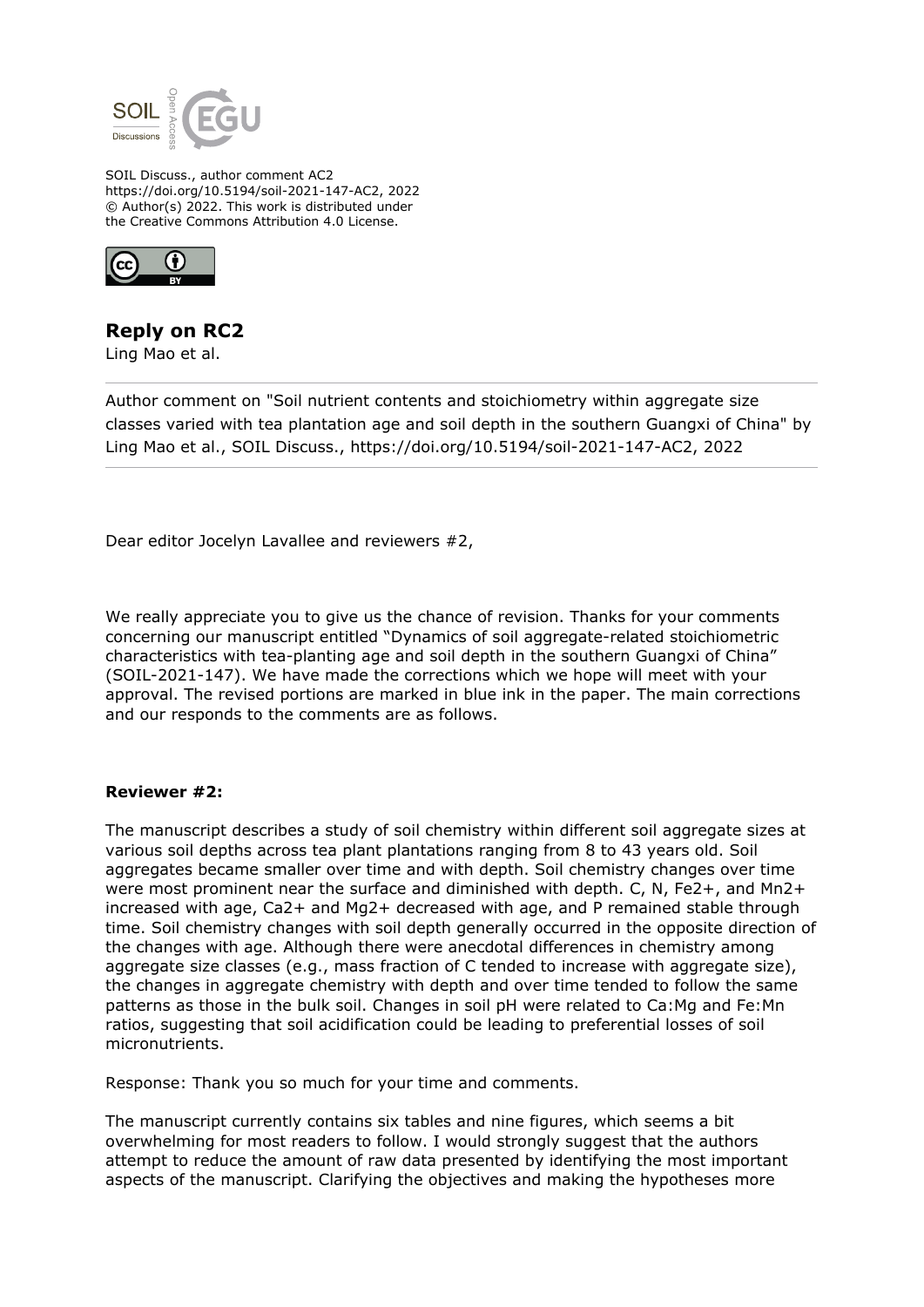SOIL Discuss., author comment AC2
https://doi.org/10.5194/soil-2021-147-AC2, 2022
© Author(s) 2022. This work is distributed under
the Creative Commons Attribution 4.0 License.

## Reply on RC2

Ling Mao et al.

Author comment on "Soil nutrient contents and stoichiometry within aggregate size classes varied with tea plantation age and soil depth in the southern Guangxi of China" by Ling Mao et al., SOIL Discuss., https://doi.org/10.5194/soil-2021-147-AC2, 2022

---

Dear editor Jocelyn Lavallee and reviewers #2,

We really appreciate you to give us the chance of revision. Thanks for your comments concerning our manuscript entitled "Dynamics of soil aggregate-related stoichiometric characteristics with tea-planting age and soil depth in the southern Guangxi of China" (SOIL-2021-147). We have made the corrections which we hope will meet with your approval. The revised portions are marked in blue ink in the paper. The main corrections and our responds to the comments are as follows.

**Reviewer #2:**

The manuscript describes a study of soil chemistry within different soil aggregate sizes at various soil depths across tea plant plantations ranging from 8 to 43 years old. Soil aggregates became smaller over time and with depth. Soil chemistry changes over time were most prominent near the surface and diminished with depth. C, N, $Fe^{2+}$, and $Mn^{2+}$ increased with age, $Ca^{2+}$ and $Mg^{2+}$ decreased with age, and P remained stable through time. Soil chemistry changes with soil depth generally occurred in the opposite direction of the changes with age. Although there were anecdotal differences in chemistry among aggregate size classes (e.g., mass fraction of C tended to increase with aggregate size), the changes in aggregate chemistry with depth and over time tended to follow the same patterns as those in the bulk soil. Changes in soil pH were related to Ca:Mg and Fe:Mn ratios, suggesting that soil acidification could be leading to preferential losses of soil micronutrients.

Response: Thank you so much for your time and comments.

The manuscript currently contains six tables and nine figures, which seems a bit overwhelming for most readers to follow. I would strongly suggest that the authors attempt to reduce the amount of raw data presented by identifying the most important aspects of the manuscript. Clarifying the objectives and making the hypotheses more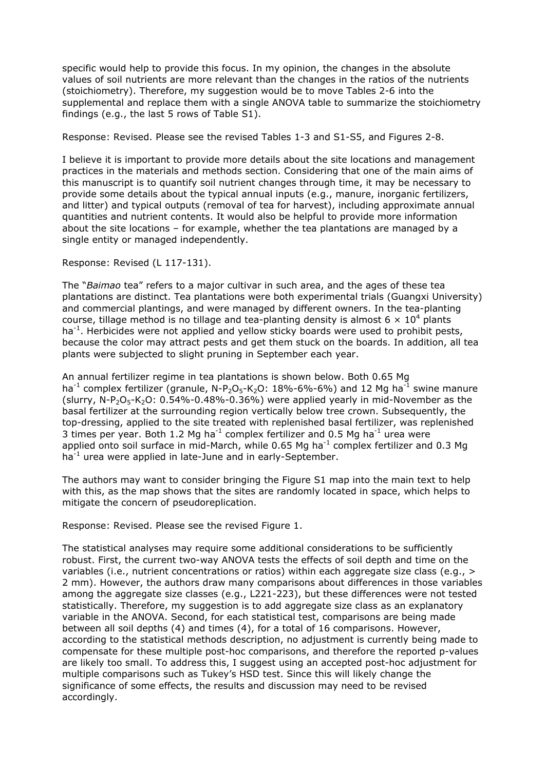specific would help to provide this focus. In my opinion, the changes in the absolute values of soil nutrients are more relevant than the changes in the ratios of the nutrients (stoichiometry). Therefore, my suggestion would be to move Tables 2-6 into the supplemental and replace them with a single ANOVA table to summarize the stoichiometry findings (e.g., the last 5 rows of Table S1).

Response: Revised. Please see the revised Tables 1-3 and S1-S5, and Figures 2-8.

I believe it is important to provide more details about the site locations and management practices in the materials and methods section. Considering that one of the main aims of this manuscript is to quantify soil nutrient changes through time, it may be necessary to provide some details about the typical annual inputs (e.g., manure, inorganic fertilizers, and litter) and typical outputs (removal of tea for harvest), including approximate annual quantities and nutrient contents. It would also be helpful to provide more information about the site locations – for example, whether the tea plantations are managed by a single entity or managed independently.

Response: Revised (L 117-131).

The "*Baimao* tea" refers to a major cultivar in such area, and the ages of these tea plantations are distinct. Tea plantations were both experimental trials (Guangxi University) and commercial plantings, and were managed by different owners. In the tea-planting course, tillage method is no tillage and tea-planting density is almost $6 \times 10^4$ plants $ha^{-1}$. Herbicides were not applied and yellow sticky boards were used to prohibit pests, because the color may attract pests and get them stuck on the boards. In addition, all tea plants were subjected to slight pruning in September each year.

An annual fertilizer regime in tea plantations is shown below. Both 0.65 Mg $ha^{-1}$ complex fertilizer (granule, N-$P_2O_5$-$K_2O$: 18%-6%-6%) and 12 Mg $ha^{-1}$ swine manure (slurry, N-$P_2O_5$-$K_2O$: 0.54%-0.48%-0.36%) were applied yearly in mid-November as the basal fertilizer at the surrounding region vertically below tree crown. Subsequently, the top-dressing, applied to the site treated with replenished basal fertilizer, was replenished 3 times per year. Both 1.2 Mg $ha^{-1}$ complex fertilizer and 0.5 Mg $ha^{-1}$ urea were applied onto soil surface in mid-March, while 0.65 Mg $ha^{-1}$ complex fertilizer and 0.3 Mg $ha^{-1}$ urea were applied in late-June and in early-September.

The authors may want to consider bringing the Figure S1 map into the main text to help with this, as the map shows that the sites are randomly located in space, which helps to mitigate the concern of pseudoreplication.

Response: Revised. Please see the revised Figure 1.

The statistical analyses may require some additional considerations to be sufficiently robust. First, the current two-way ANOVA tests the effects of soil depth and time on the variables (i.e., nutrient concentrations or ratios) within each aggregate size class (e.g., > 2 mm). However, the authors draw many comparisons about differences in those variables among the aggregate size classes (e.g., L221-223), but these differences were not tested statistically. Therefore, my suggestion is to add aggregate size class as an explanatory variable in the ANOVA. Second, for each statistical test, comparisons are being made between all soil depths (4) and times (4), for a total of 16 comparisons. However, according to the statistical methods description, no adjustment is currently being made to compensate for these multiple post-hoc comparisons, and therefore the reported p-values are likely too small. To address this, I suggest using an accepted post-hoc adjustment for multiple comparisons such as Tukey's HSD test. Since this will likely change the significance of some effects, the results and discussion may need to be revised accordingly.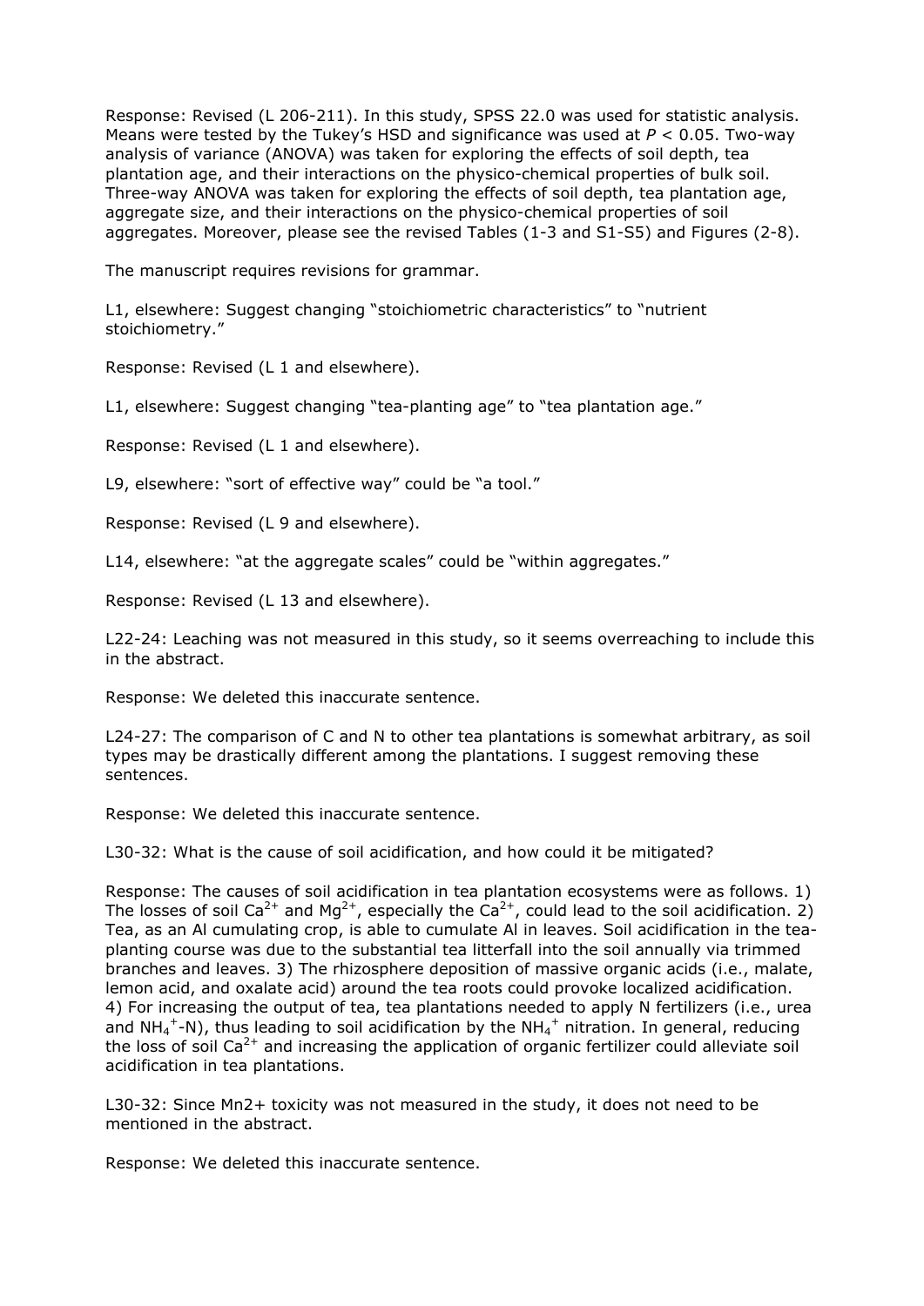Response: Revised (L 206-211). In this study, SPSS 22.0 was used for statistic analysis. Means were tested by the Tukey's HSD and significance was used at $P < 0.05$. Two-way analysis of variance (ANOVA) was taken for exploring the effects of soil depth, tea plantation age, and their interactions on the physico-chemical properties of bulk soil. Three-way ANOVA was taken for exploring the effects of soil depth, tea plantation age, aggregate size, and their interactions on the physico-chemical properties of soil aggregates. Moreover, please see the revised Tables (1-3 and S1-S5) and Figures (2-8).

The manuscript requires revisions for grammar.

L1, elsewhere: Suggest changing "stoichiometric characteristics" to "nutrient stoichiometry."

Response: Revised (L 1 and elsewhere).

L1, elsewhere: Suggest changing "tea-planting age" to "tea plantation age."

Response: Revised (L 1 and elsewhere).

L9, elsewhere: "sort of effective way" could be "a tool."

Response: Revised (L 9 and elsewhere).

L14, elsewhere: "at the aggregate scales" could be "within aggregates."

Response: Revised (L 13 and elsewhere).

L22-24: Leaching was not measured in this study, so it seems overreaching to include this in the abstract.

Response: We deleted this inaccurate sentence.

L24-27: The comparison of C and N to other tea plantations is somewhat arbitrary, as soil types may be drastically different among the plantations. I suggest removing these sentences.

Response: We deleted this inaccurate sentence.

L30-32: What is the cause of soil acidification, and how could it be mitigated?

Response: The causes of soil acidification in tea plantation ecosystems were as follows. 1) The losses of soil $Ca^{2+}$ and $Mg^{2+}$, especially the $Ca^{2+}$, could lead to the soil acidification. 2) Tea, as an Al cumulating crop, is able to cumulate Al in leaves. Soil acidification in the tea-planting course was due to the substantial tea litterfall into the soil annually via trimmed branches and leaves. 3) The rhizosphere deposition of massive organic acids (i.e., malate, lemon acid, and oxalate acid) around the tea roots could provoke localized acidification. 4) For increasing the output of tea, tea plantations needed to apply N fertilizers (i.e., urea and $NH_4^+$-N), thus leading to soil acidification by the $NH_4^+$ nitration. In general, reducing the loss of soil $Ca^{2+}$ and increasing the application of organic fertilizer could alleviate soil acidification in tea plantations.

L30-32: Since Mn2+ toxicity was not measured in the study, it does not need to be mentioned in the abstract.

Response: We deleted this inaccurate sentence.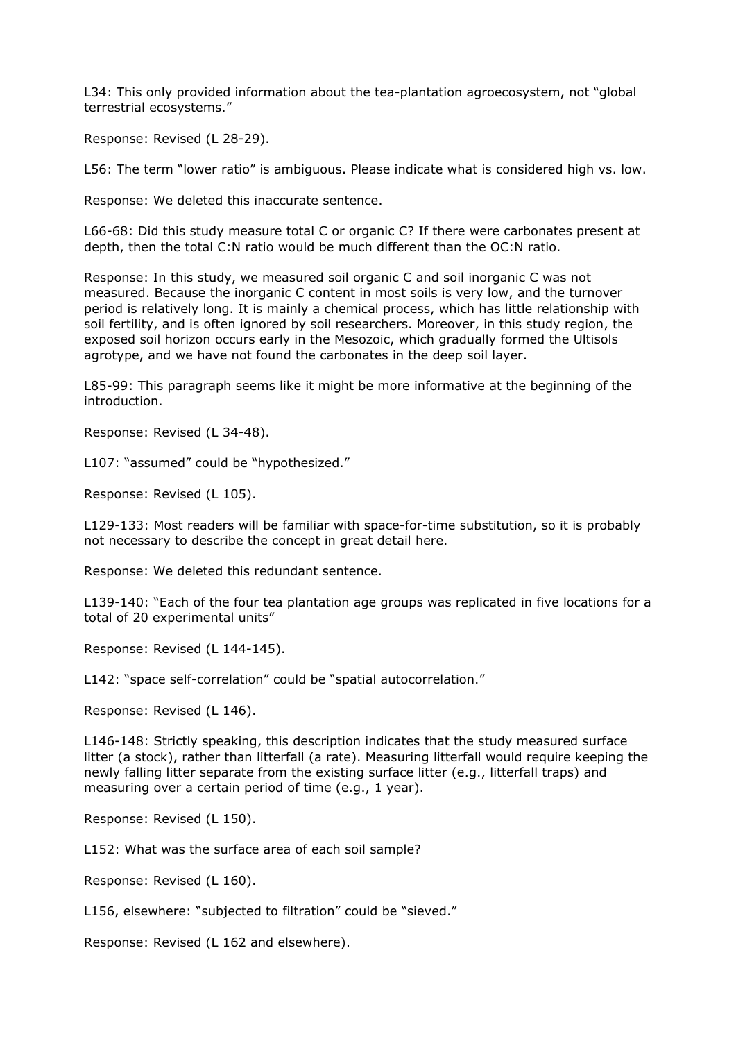L34: This only provided information about the tea-plantation agroecosystem, not "global terrestrial ecosystems."

Response: Revised (L 28-29).

L56: The term "lower ratio" is ambiguous. Please indicate what is considered high vs. low.

Response: We deleted this inaccurate sentence.

L66-68: Did this study measure total C or organic C? If there were carbonates present at depth, then the total C:N ratio would be much different than the OC:N ratio.

Response: In this study, we measured soil organic C and soil inorganic C was not measured. Because the inorganic C content in most soils is very low, and the turnover period is relatively long. It is mainly a chemical process, which has little relationship with soil fertility, and is often ignored by soil researchers. Moreover, in this study region, the exposed soil horizon occurs early in the Mesozoic, which gradually formed the Ultisols agrotype, and we have not found the carbonates in the deep soil layer.

L85-99: This paragraph seems like it might be more informative at the beginning of the introduction.

Response: Revised (L 34-48).

L107: "assumed" could be "hypothesized."

Response: Revised (L 105).

L129-133: Most readers will be familiar with space-for-time substitution, so it is probably not necessary to describe the concept in great detail here.

Response: We deleted this redundant sentence.

L139-140: "Each of the four tea plantation age groups was replicated in five locations for a total of 20 experimental units"

Response: Revised (L 144-145).

L142: "space self-correlation" could be "spatial autocorrelation."

Response: Revised (L 146).

L146-148: Strictly speaking, this description indicates that the study measured surface litter (a stock), rather than litterfall (a rate). Measuring litterfall would require keeping the newly falling litter separate from the existing surface litter (e.g., litterfall traps) and measuring over a certain period of time (e.g., 1 year).

Response: Revised (L 150).

L152: What was the surface area of each soil sample?

Response: Revised (L 160).

L156, elsewhere: "subjected to filtration" could be "sieved."

Response: Revised (L 162 and elsewhere).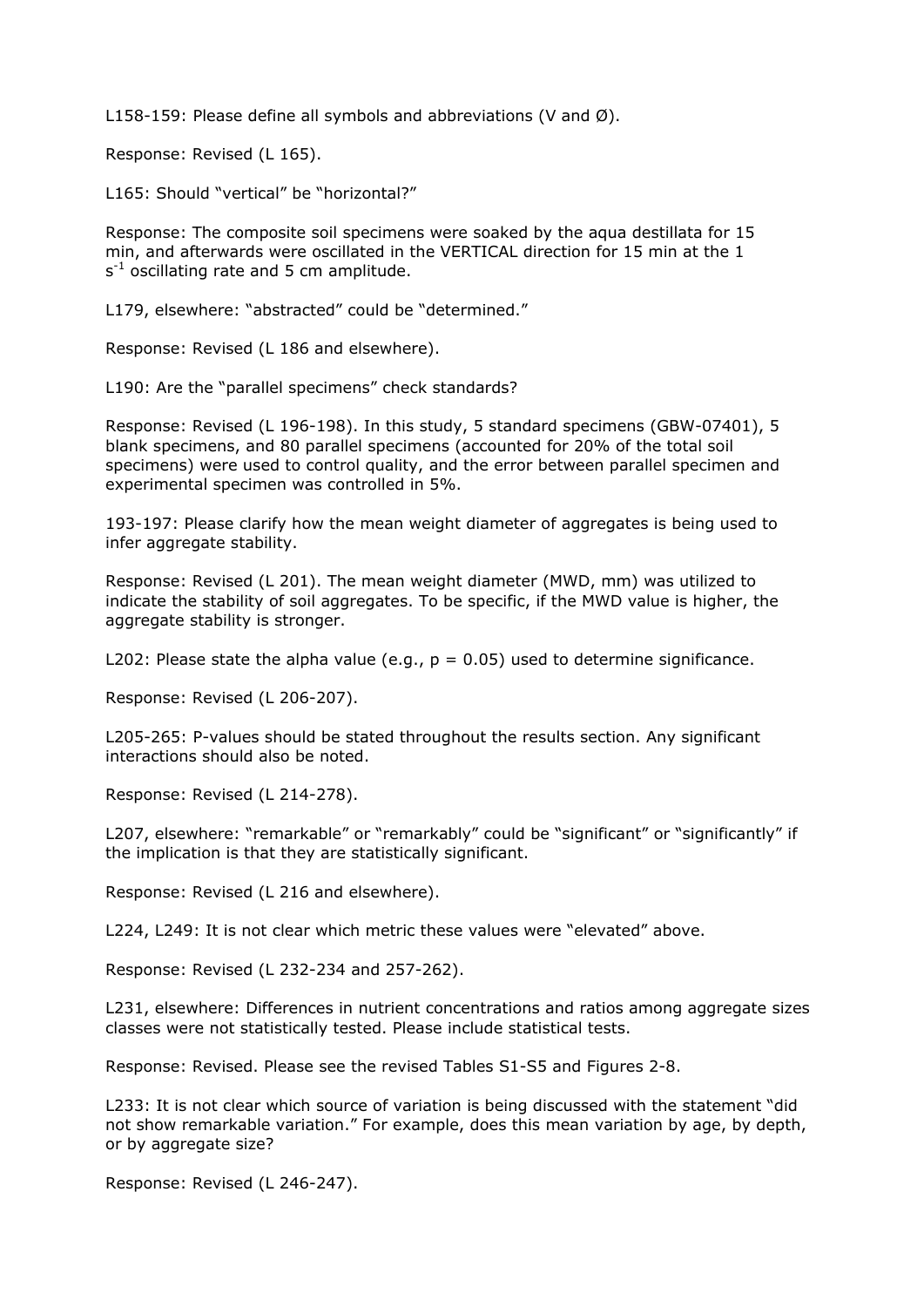L158-159: Please define all symbols and abbreviations (V and Ø).

Response: Revised (L 165).

L165: Should "vertical" be "horizontal?"

Response: The composite soil specimens were soaked by the aqua destillata for 15 min, and afterwards were oscillated in the VERTICAL direction for 15 min at the 1 $s^{-1}$ oscillating rate and 5 cm amplitude.

L179, elsewhere: "abstracted" could be "determined."

Response: Revised (L 186 and elsewhere).

L190: Are the "parallel specimens" check standards?

Response: Revised (L 196-198). In this study, 5 standard specimens (GBW-07401), 5 blank specimens, and 80 parallel specimens (accounted for 20% of the total soil specimens) were used to control quality, and the error between parallel specimen and experimental specimen was controlled in 5%.

193-197: Please clarify how the mean weight diameter of aggregates is being used to infer aggregate stability.

Response: Revised (L 201). The mean weight diameter (MWD, mm) was utilized to indicate the stability of soil aggregates. To be specific, if the MWD value is higher, the aggregate stability is stronger.

L202: Please state the alpha value (e.g., $p = 0.05$) used to determine significance.

Response: Revised (L 206-207).

L205-265: P-values should be stated throughout the results section. Any significant interactions should also be noted.

Response: Revised (L 214-278).

L207, elsewhere: "remarkable" or "remarkably" could be "significant" or "significantly" if the implication is that they are statistically significant.

Response: Revised (L 216 and elsewhere).

L224, L249: It is not clear which metric these values were "elevated" above.

Response: Revised (L 232-234 and 257-262).

L231, elsewhere: Differences in nutrient concentrations and ratios among aggregate sizes classes were not statistically tested. Please include statistical tests.

Response: Revised. Please see the revised Tables S1-S5 and Figures 2-8.

L233: It is not clear which source of variation is being discussed with the statement "did not show remarkable variation." For example, does this mean variation by age, by depth, or by aggregate size?

Response: Revised (L 246-247).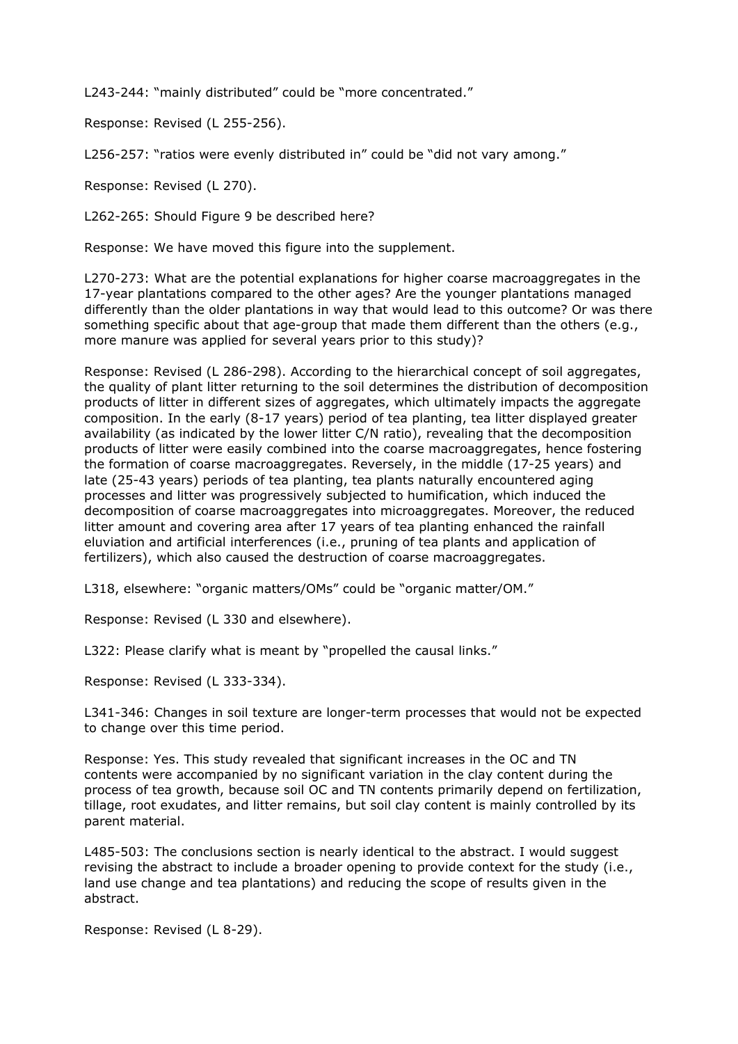L243-244: “mainly distributed” could be “more concentrated.”

Response: Revised (L 255-256).

L256-257: “ratios were evenly distributed in” could be “did not vary among.”

Response: Revised (L 270).

L262-265: Should Figure 9 be described here?

Response: We have moved this figure into the supplement.

L270-273: What are the potential explanations for higher coarse macroaggregates in the 17-year plantations compared to the other ages? Are the younger plantations managed differently than the older plantations in way that would lead to this outcome? Or was there something specific about that age-group that made them different than the others (e.g., more manure was applied for several years prior to this study)?

Response: Revised (L 286-298). According to the hierarchical concept of soil aggregates, the quality of plant litter returning to the soil determines the distribution of decomposition products of litter in different sizes of aggregates, which ultimately impacts the aggregate composition. In the early (8-17 years) period of tea planting, tea litter displayed greater availability (as indicated by the lower litter C/N ratio), revealing that the decomposition products of litter were easily combined into the coarse macroaggregates, hence fostering the formation of coarse macroaggregates. Reversely, in the middle (17-25 years) and late (25-43 years) periods of tea planting, tea plants naturally encountered aging processes and litter was progressively subjected to humification, which induced the decomposition of coarse macroaggregates into microaggregates. Moreover, the reduced litter amount and covering area after 17 years of tea planting enhanced the rainfall eluviation and artificial interferences (i.e., pruning of tea plants and application of fertilizers), which also caused the destruction of coarse macroaggregates.

L318, elsewhere: “organic matters/OMs” could be “organic matter/OM.”

Response: Revised (L 330 and elsewhere).

L322: Please clarify what is meant by “propelled the causal links.”

Response: Revised (L 333-334).

L341-346: Changes in soil texture are longer-term processes that would not be expected to change over this time period.

Response: Yes. This study revealed that significant increases in the OC and TN contents were accompanied by no significant variation in the clay content during the process of tea growth, because soil OC and TN contents primarily depend on fertilization, tillage, root exudates, and litter remains, but soil clay content is mainly controlled by its parent material.

L485-503: The conclusions section is nearly identical to the abstract. I would suggest revising the abstract to include a broader opening to provide context for the study (i.e., land use change and tea plantations) and reducing the scope of results given in the abstract.

Response: Revised (L 8-29).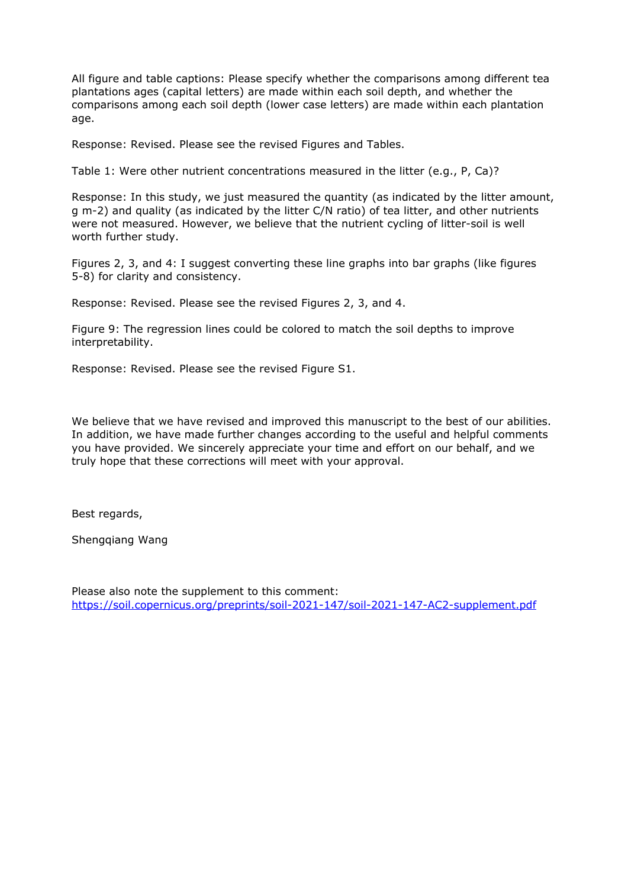All figure and table captions: Please specify whether the comparisons among different tea plantations ages (capital letters) are made within each soil depth, and whether the comparisons among each soil depth (lower case letters) are made within each plantation age.

Response: Revised. Please see the revised Figures and Tables.

Table 1: Were other nutrient concentrations measured in the litter (e.g., P, Ca)?

Response: In this study, we just measured the quantity (as indicated by the litter amount, g m-2) and quality (as indicated by the litter C/N ratio) of tea litter, and other nutrients were not measured. However, we believe that the nutrient cycling of litter-soil is well worth further study.

Figures 2, 3, and 4: I suggest converting these line graphs into bar graphs (like figures 5-8) for clarity and consistency.

Response: Revised. Please see the revised Figures 2, 3, and 4.

Figure 9: The regression lines could be colored to match the soil depths to improve interpretability.

Response: Revised. Please see the revised Figure S1.

We believe that we have revised and improved this manuscript to the best of our abilities. In addition, we have made further changes according to the useful and helpful comments you have provided. We sincerely appreciate your time and effort on our behalf, and we truly hope that these corrections will meet with your approval.

Best regards,

Shengqiang Wang

Please also note the supplement to this comment:
https://soil.copernicus.org/preprints/soil-2021-147/soil-2021-147-AC2-supplement.pdf